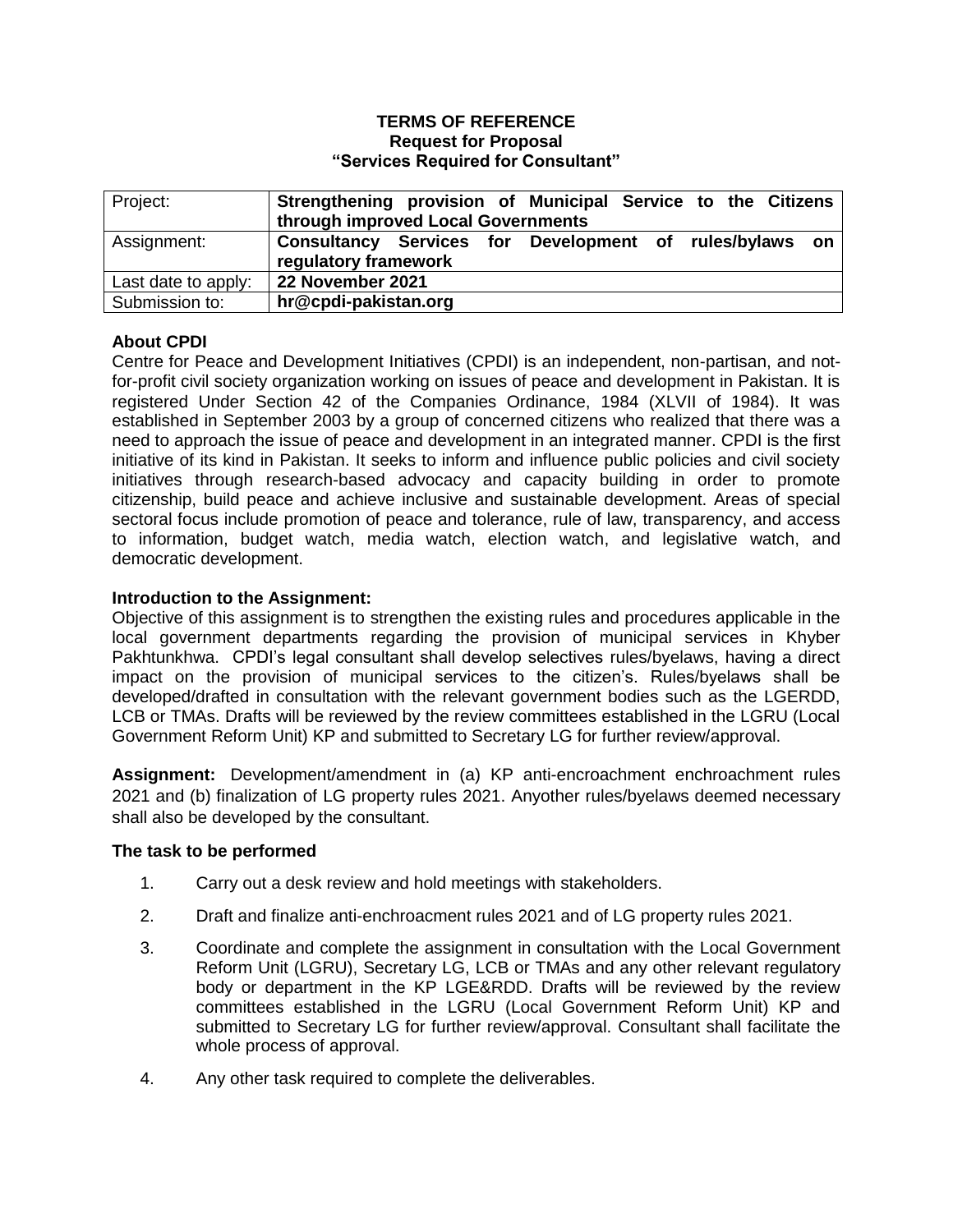**TERMS OF REFERENCE**
**Request for Proposal**
**"Services Required for Consultant"**

| Project: | **Strengthening provision of Municipal Service to the Citizens through improved Local Governments** |
|---|---|
| Assignment: | **Consultancy Services for Development of rules/bylaws on regulatory framework** |
| Last date to apply: | **22 November 2021** |
| Submission to: | **hr@cpdi-pakistan.org** |

**About CPDI**

Centre for Peace and Development Initiatives (CPDI) is an independent, non-partisan, and not-for-profit civil society organization working on issues of peace and development in Pakistan. It is registered Under Section 42 of the Companies Ordinance, 1984 (XLVII of 1984). It was established in September 2003 by a group of concerned citizens who realized that there was a need to approach the issue of peace and development in an integrated manner. CPDI is the first initiative of its kind in Pakistan. It seeks to inform and influence public policies and civil society initiatives through research-based advocacy and capacity building in order to promote citizenship, build peace and achieve inclusive and sustainable development. Areas of special sectoral focus include promotion of peace and tolerance, rule of law, transparency, and access to information, budget watch, media watch, election watch, and legislative watch, and democratic development.

**Introduction to the Assignment:**

Objective of this assignment is to strengthen the existing rules and procedures applicable in the local government departments regarding the provision of municipal services in Khyber Pakhtunkhwa. CPDI's legal consultant shall develop selectives rules/byelaws, having a direct impact on the provision of municipal services to the citizen's. Rules/byelaws shall be developed/drafted in consultation with the relevant government bodies such as the LGERDD, LCB or TMAs. Drafts will be reviewed by the review committees established in the LGRU (Local Government Reform Unit) KP and submitted to Secretary LG for further review/approval.

**Assignment:** Development/amendment in (a) KP anti-encroachment enchroachment rules 2021 and (b) finalization of LG property rules 2021. Anyother rules/byelaws deemed necessary shall also be developed by the consultant.

**The task to be performed**

1. Carry out a desk review and hold meetings with stakeholders.
2. Draft and finalize anti-enchroacment rules 2021 and of LG property rules 2021.
3. Coordinate and complete the assignment in consultation with the Local Government Reform Unit (LGRU), Secretary LG, LCB or TMAs and any other relevant regulatory body or department in the KP LGE&RDD. Drafts will be reviewed by the review committees established in the LGRU (Local Government Reform Unit) KP and submitted to Secretary LG for further review/approval. Consultant shall facilitate the whole process of approval.
4. Any other task required to complete the deliverables.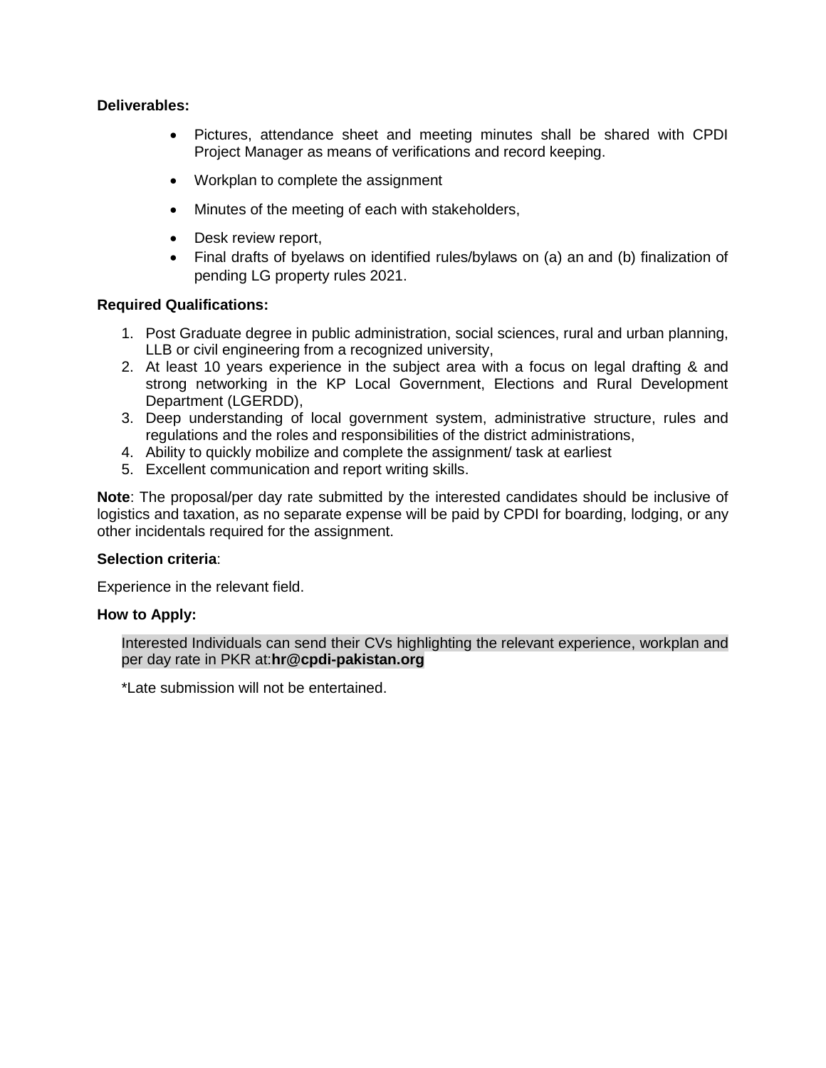**Deliverables:**

- Pictures, attendance sheet and meeting minutes shall be shared with CPDI Project Manager as means of verifications and record keeping.
- Workplan to complete the assignment
- Minutes of the meeting of each with stakeholders,
- Desk review report,
- Final drafts of byelaws on identified rules/bylaws on (a) an and (b) finalization of pending LG property rules 2021.

**Required Qualifications:**

1. Post Graduate degree in public administration, social sciences, rural and urban planning, LLB or civil engineering from a recognized university,
2. At least 10 years experience in the subject area with a focus on legal drafting & and strong networking in the KP Local Government, Elections and Rural Development Department (LGERDD),
3. Deep understanding of local government system, administrative structure, rules and regulations and the roles and responsibilities of the district administrations,
4. Ability to quickly mobilize and complete the assignment/ task at earliest
5. Excellent communication and report writing skills.

**Note**: The proposal/per day rate submitted by the interested candidates should be inclusive of logistics and taxation, as no separate expense will be paid by CPDI for boarding, lodging, or any other incidentals required for the assignment.

**Selection criteria**:

Experience in the relevant field.

**How to Apply:**

Interested Individuals can send their CVs highlighting the relevant experience, workplan and per day rate in PKR at:**hr@cpdi-pakistan.org**

*Late submission will not be entertained.